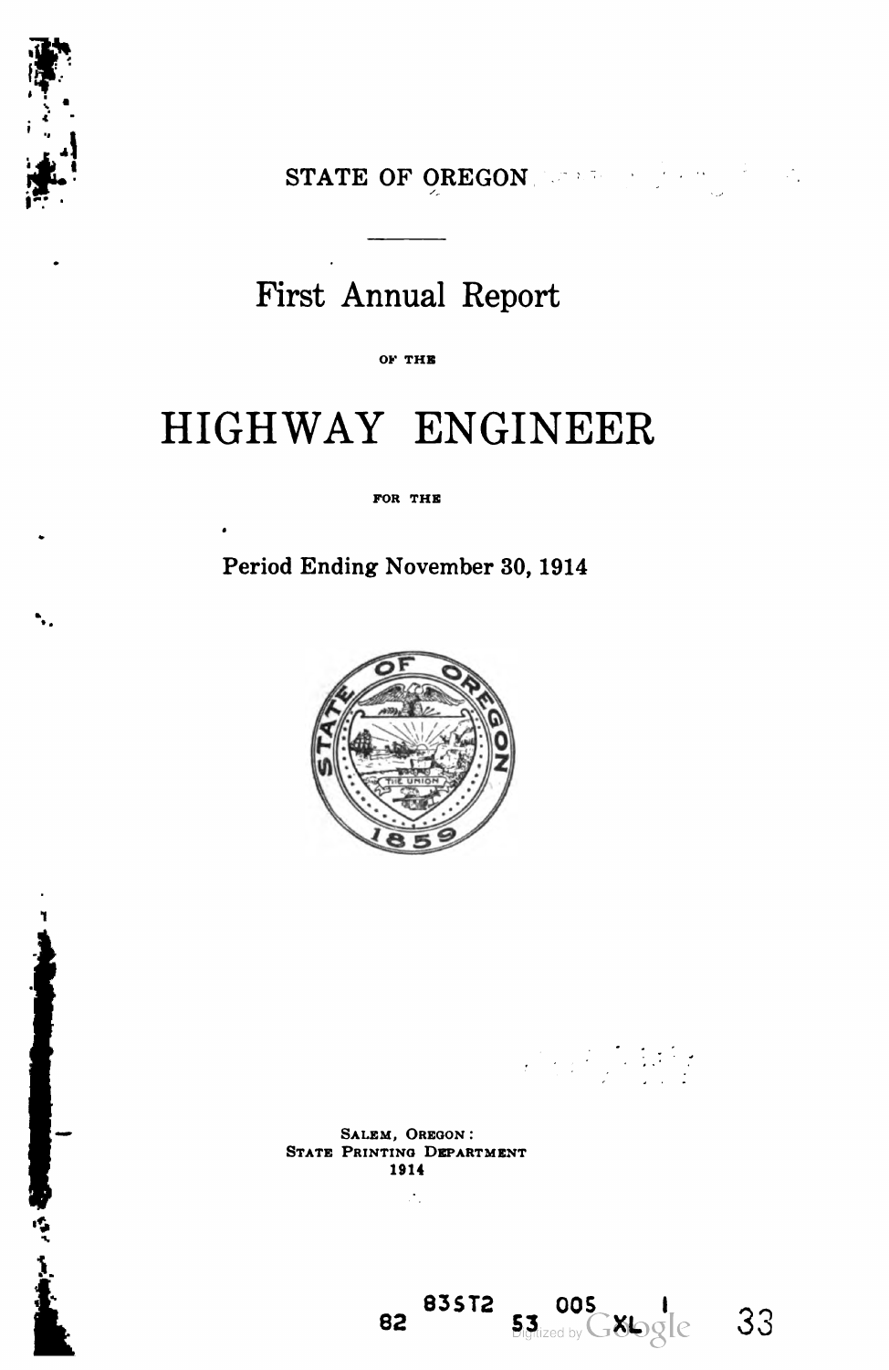STATE OF OREGON

# First Annual Report

OF THE

# HIGHWAY ENGINEER

FOR THE

Period Ending November 30, 1914

SALEM, OREGON:
STATE PRINTING DEPARTMENT
1914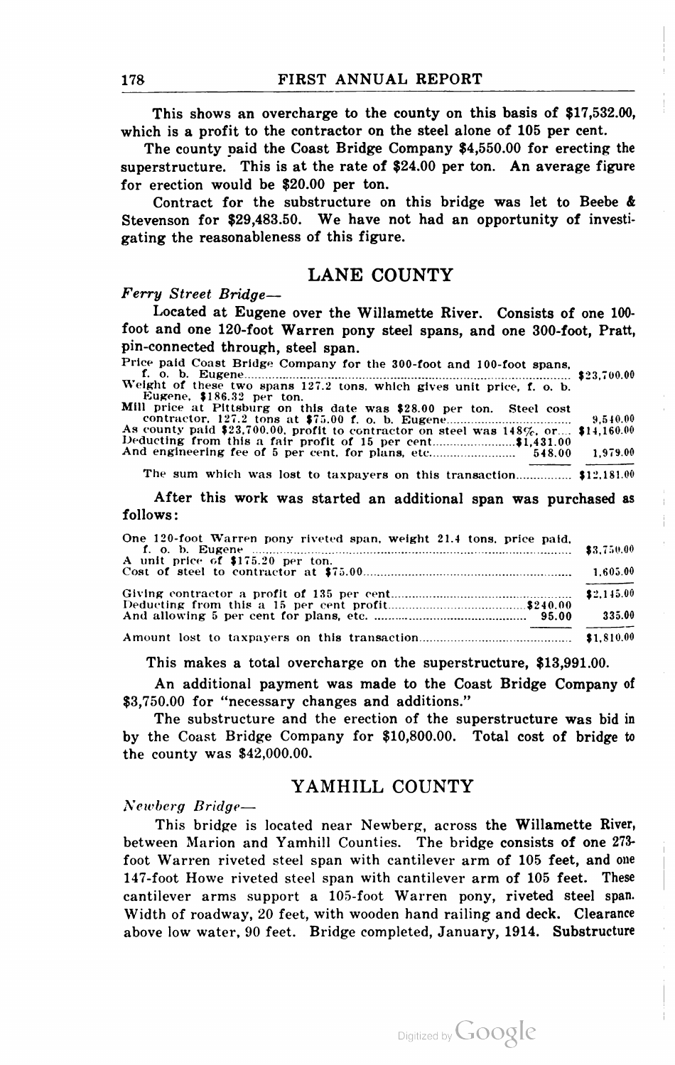This shows an overcharge to the county on this basis of $17,532.00, which is a profit to the contractor on the steel alone of 105 per cent.

The county paid the Coast Bridge Company $4,550.00 for erecting the superstructure. This is at the rate of $24.00 per ton. An average figure for erection would be $20.00 per ton.

Contract for the substructure on this bridge was let to Beebe & Stevenson for $29,483.50. We have not had an opportunity of investigating the reasonableness of this figure.

## LANE COUNTY

*Ferry Street Bridge—*

Located at Eugene over the Willamette River. Consists of one 100-foot and one 120-foot Warren pony steel spans, and one 300-foot, Pratt, pin-connected through, steel span.

| | | |
|---|---|---|
| Price paid Coast Bridge Company for the 300-foot and 100-foot spans, f. o. b. Eugene | | $23,700.00 |
| Weight of these two spans 127.2 tons, which gives unit price, f. o. b. Eugene, $186.32 per ton. | | |
| Mill price at Pittsburg on this date was $28.00 per ton. Steel cost contractor, 127.2 tons at $75.00 f. o. b. Eugene | | 9,540.00 |
| As county paid $23,700.00, profit to contractor on steel was 148%, or | | $14,160.00 |
| Deducting from this a fair profit of 15 per cent | $1,431.00 | |
| And engineering fee of 5 per cent. for plans, etc. | 548.00 | 1,979.00 |
| The sum which was lost to taxpayers on this transaction | | $12,181.00 |

After this work was started an additional span was purchased as follows:

| | | |
|---|---|---|
| One 120-foot Warren pony riveted span, weight 21.4 tons, price paid, f. o. b. Eugene | | $3,750.00 |
| A unit price of $175.20 per ton. | | |
| Cost of steel to contractor at $75.00 | | 1,605.00 |
| Giving contractor a profit of 135 per cent | | $2,145.00 |
| Deducting from this a 15 per cent profit | $240.00 | |
| And allowing 5 per cent for plans, etc. | 95.00 | 335.00 |
| Amount lost to taxpayers on this transaction | | $1,810.00 |

This makes a total overcharge on the superstructure, $13,991.00.

An additional payment was made to the Coast Bridge Company of $3,750.00 for "necessary changes and additions."

The substructure and the erection of the superstructure was bid in by the Coast Bridge Company for $10,800.00. Total cost of bridge to the county was $42,000.00.

## YAMHILL COUNTY

*Newberg Bridge—*

This bridge is located near Newberg, across the Willamette River, between Marion and Yamhill Counties. The bridge consists of one 273-foot Warren riveted steel span with cantilever arm of 105 feet, and one 147-foot Howe riveted steel span with cantilever arm of 105 feet. These cantilever arms support a 105-foot Warren pony, riveted steel span. Width of roadway, 20 feet, with wooden hand railing and deck. Clearance above low water, 90 feet. Bridge completed, January, 1914. Substructure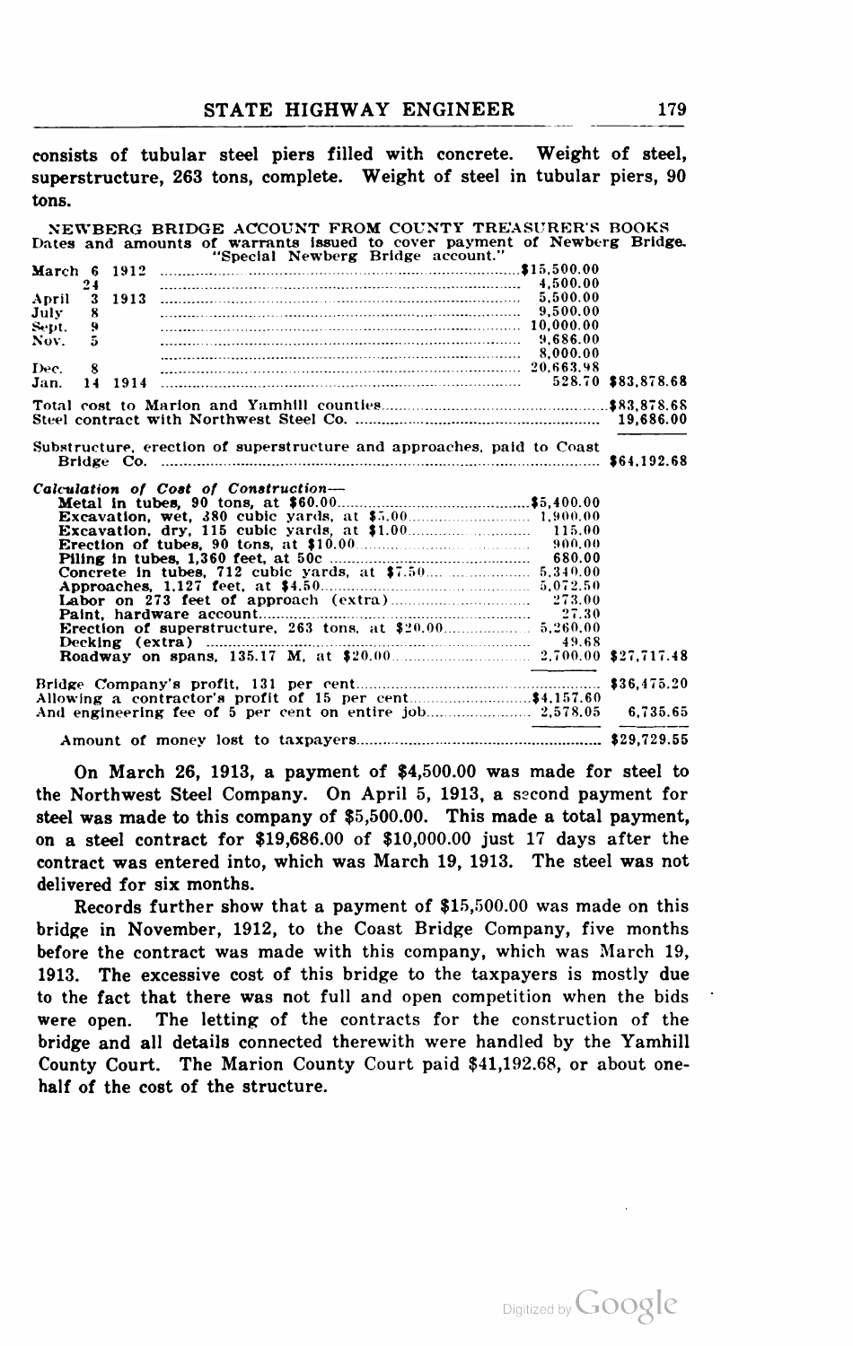consists of tubular steel piers filled with concrete. Weight of steel, superstructure, 263 tons, complete. Weight of steel in tubular piers, 90 tons.

NEWBERG BRIDGE ACCOUNT FROM COUNTY TREASURER'S BOOKS

Dates and amounts of warrants issued to cover payment of Newberg Bridge. "Special Newberg Bridge account."

| | | |
|---|---|---|
| March 6 1912 | $15,500.00 | |
| 24 | 4,500.00 | |
| April 3 1913 | 5,500.00 | |
| July 8 | 9,500.00 | |
| Sept. 9 | 10,000.00 | |
| Nov. 5 | 9,686.00 | |
| | 8,000.00 | |
| Dec. 8 | 20,663.98 | |
| Jan. 14 1914 | 528.70 | $83,878.68 |

| | |
|---|---|
| Total cost to Marion and Yamhill counties | $83,878.68 |
| Steel contract with Northwest Steel Co. | 19,686.00 |
| Substructure, erection of superstructure and approaches, paid to Coast Bridge Co. | $64,192.68 |

*Calculation of Cost of Construction—*

| | | |
|---|---|---|
| Metal in tubes, 90 tons, at $60.00 | $5,400.00 | |
| Excavation, wet, 380 cubic yards, at $5.00 | 1,900.00 | |
| Excavation, dry, 115 cubic yards, at $1.00 | 115.00 | |
| Erection of tubes, 90 tons, at $10.00 | 900.00 | |
| Piling in tubes, 1,360 feet, at 50c | 680.00 | |
| Concrete in tubes, 712 cubic yards, at $7.50 | 5,340.00 | |
| Approaches, 1,127 feet, at $4.50 | 5,072.50 | |
| Labor on 273 feet of approach (extra) | 273.00 | |
| Paint, hardware account | 27.30 | |
| Erection of superstructure, 263 tons, at $20.00 | 5,260.00 | |
| Decking (extra) | 49.68 | |
| Roadway on spans, 135.17 M, at $20.00 | 2,700.00 | $27,717.48 |
| Bridge Company's profit, 131 per cent | | $36,475.20 |
| Allowing a contractor's profit of 15 per cent | $4,157.60 | |
| And engineering fee of 5 per cent on entire job | 2,578.05 | 6,735.65 |
| Amount of money lost to taxpayers | | $29,729.55 |

On March 26, 1913, a payment of $4,500.00 was made for steel to the Northwest Steel Company. On April 5, 1913, a second payment for steel was made to this company of $5,500.00. This made a total payment, on a steel contract for $19,686.00 of $10,000.00 just 17 days after the contract was entered into, which was March 19, 1913. The steel was not delivered for six months.

Records further show that a payment of $15,500.00 was made on this bridge in November, 1912, to the Coast Bridge Company, five months before the contract was made with this company, which was March 19, 1913. The excessive cost of this bridge to the taxpayers is mostly due to the fact that there was not full and open competition when the bids were open. The letting of the contracts for the construction of the bridge and all details connected therewith were handled by the Yamhill County Court. The Marion County Court paid $41,192.68, or about one-half of the cost of the structure.